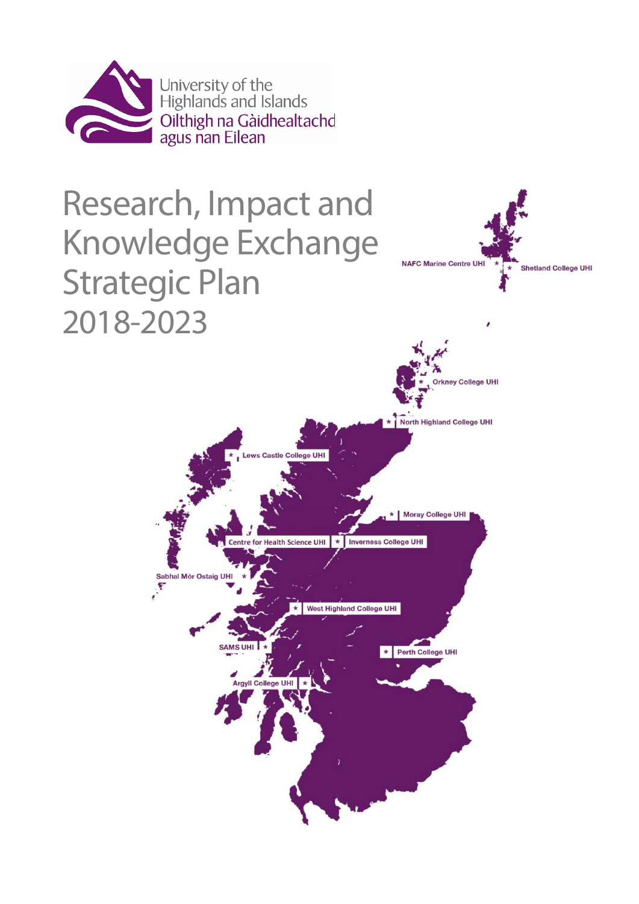University of the Highlands and Islands
Oilthigh na Gàidhealtachd agus nan Eilean

# Research, Impact and Knowledge Exchange Strategic Plan 2018-2023

NAFC Marine Centre UHI

Shetland College UHI

Orkney College UHI

North Highland College UHI

Lews Castle College UHI

Moray College UHI

Centre for Health Science UHI

Inverness College UHI

Sabhal Mòr Ostaig UHI

West Highland College UHI

SAMS UHI

Perth College UHI

Argyll College UHI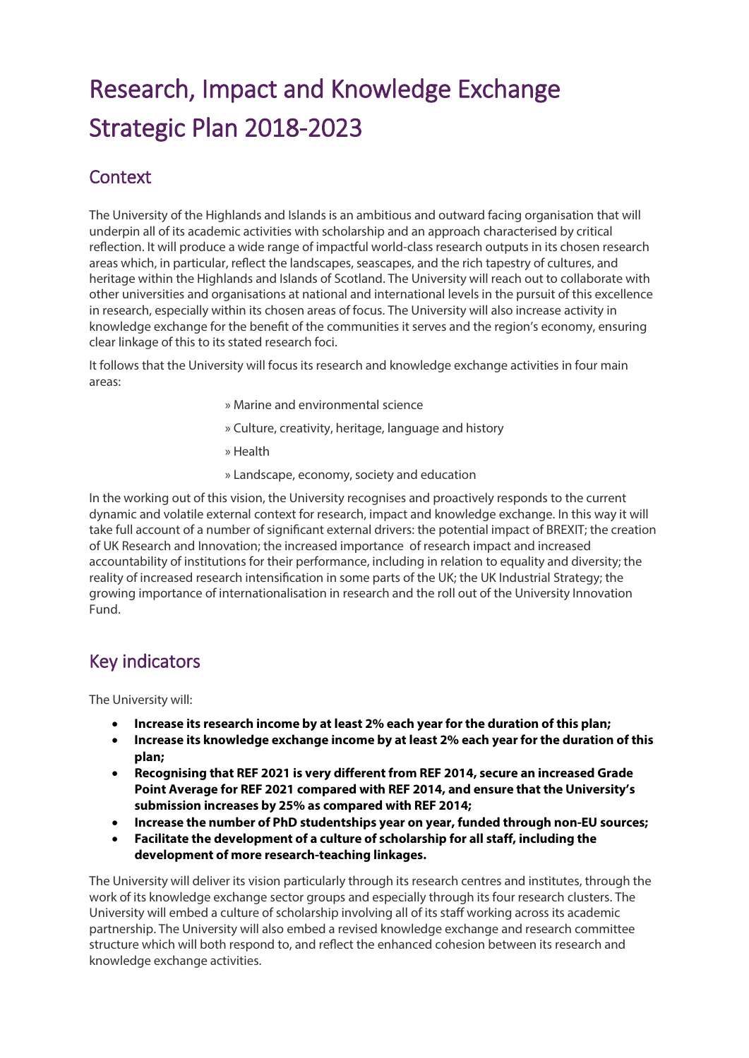# Research, Impact and Knowledge Exchange Strategic Plan 2018-2023

## Context

The University of the Highlands and Islands is an ambitious and outward facing organisation that will underpin all of its academic activities with scholarship and an approach characterised by critical reflection. It will produce a wide range of impactful world-class research outputs in its chosen research areas which, in particular, reflect the landscapes, seascapes, and the rich tapestry of cultures, and heritage within the Highlands and Islands of Scotland. The University will reach out to collaborate with other universities and organisations at national and international levels in the pursuit of this excellence in research, especially within its chosen areas of focus. The University will also increase activity in knowledge exchange for the benefit of the communities it serves and the region's economy, ensuring clear linkage of this to its stated research foci.

It follows that the University will focus its research and knowledge exchange activities in four main areas:

» Marine and environmental science

» Culture, creativity, heritage, language and history

» Health

» Landscape, economy, society and education

In the working out of this vision, the University recognises and proactively responds to the current dynamic and volatile external context for research, impact and knowledge exchange. In this way it will take full account of a number of significant external drivers: the potential impact of BREXIT; the creation of UK Research and Innovation; the increased importance of research impact and increased accountability of institutions for their performance, including in relation to equality and diversity; the reality of increased research intensification in some parts of the UK; the UK Industrial Strategy; the growing importance of internationalisation in research and the roll out of the University Innovation Fund.

## Key indicators

The University will:

- **Increase its research income by at least 2% each year for the duration of this plan;**
- **Increase its knowledge exchange income by at least 2% each year for the duration of this plan;**
- **Recognising that REF 2021 is very different from REF 2014, secure an increased Grade Point Average for REF 2021 compared with REF 2014, and ensure that the University's submission increases by 25% as compared with REF 2014;**
- **Increase the number of PhD studentships year on year, funded through non-EU sources;**
- **Facilitate the development of a culture of scholarship for all staff, including the development of more research-teaching linkages.**

The University will deliver its vision particularly through its research centres and institutes, through the work of its knowledge exchange sector groups and especially through its four research clusters. The University will embed a culture of scholarship involving all of its staff working across its academic partnership. The University will also embed a revised knowledge exchange and research committee structure which will both respond to, and reflect the enhanced cohesion between its research and knowledge exchange activities.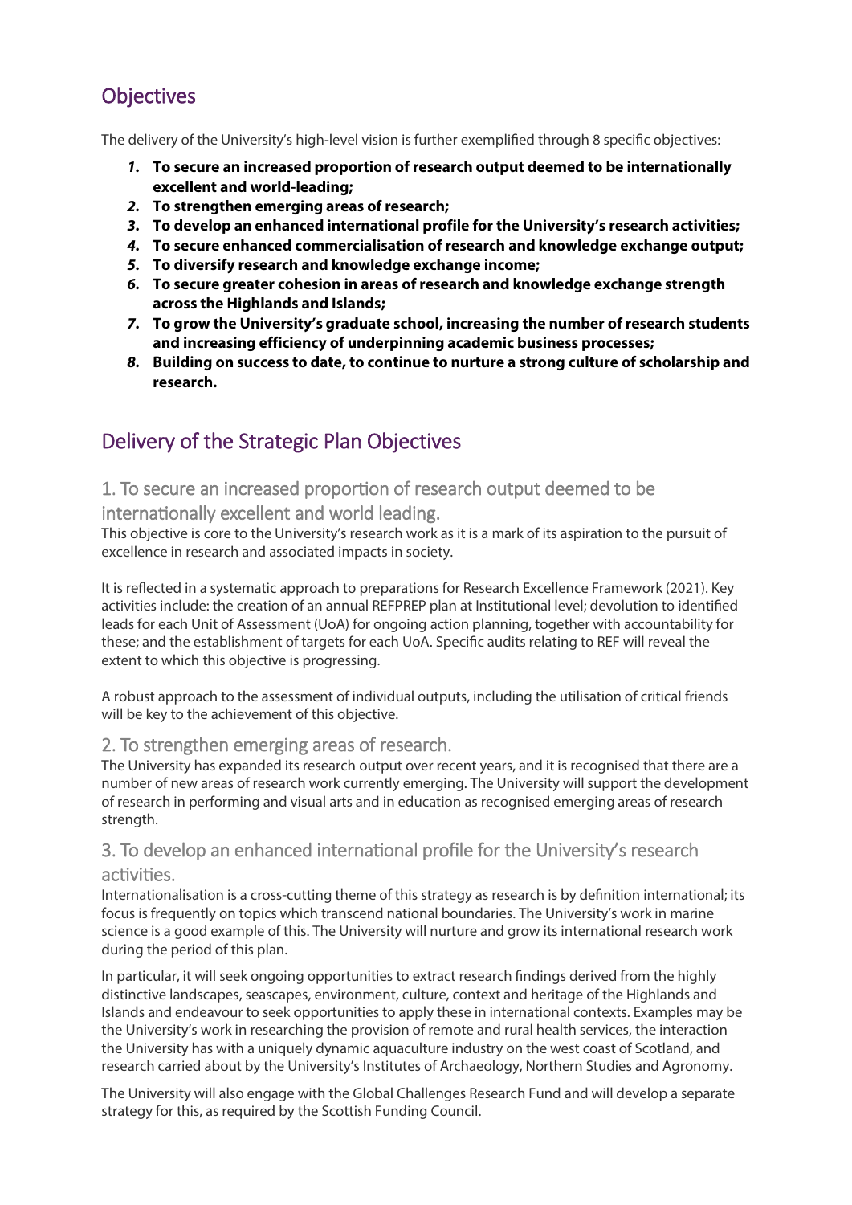## Objectives

The delivery of the University's high-level vision is further exemplified through 8 specific objectives:

1. **To secure an increased proportion of research output deemed to be internationally excellent and world-leading;**
2. **To strengthen emerging areas of research;**
3. **To develop an enhanced international profile for the University's research activities;**
4. **To secure enhanced commercialisation of research and knowledge exchange output;**
5. **To diversify research and knowledge exchange income;**
6. **To secure greater cohesion in areas of research and knowledge exchange strength across the Highlands and Islands;**
7. **To grow the University's graduate school, increasing the number of research students and increasing efficiency of underpinning academic business processes;**
8. **Building on success to date, to continue to nurture a strong culture of scholarship and research.**

## Delivery of the Strategic Plan Objectives

### 1. To secure an increased proportion of research output deemed to be internationally excellent and world leading.

This objective is core to the University's research work as it is a mark of its aspiration to the pursuit of excellence in research and associated impacts in society.

It is reflected in a systematic approach to preparations for Research Excellence Framework (2021). Key activities include: the creation of an annual REFPREP plan at Institutional level; devolution to identified leads for each Unit of Assessment (UoA) for ongoing action planning, together with accountability for these; and the establishment of targets for each UoA. Specific audits relating to REF will reveal the extent to which this objective is progressing.

A robust approach to the assessment of individual outputs, including the utilisation of critical friends will be key to the achievement of this objective.

### 2. To strengthen emerging areas of research.

The University has expanded its research output over recent years, and it is recognised that there are a number of new areas of research work currently emerging. The University will support the development of research in performing and visual arts and in education as recognised emerging areas of research strength.

### 3. To develop an enhanced international profile for the University's research activities.

Internationalisation is a cross-cutting theme of this strategy as research is by definition international; its focus is frequently on topics which transcend national boundaries. The University's work in marine science is a good example of this. The University will nurture and grow its international research work during the period of this plan.

In particular, it will seek ongoing opportunities to extract research findings derived from the highly distinctive landscapes, seascapes, environment, culture, context and heritage of the Highlands and Islands and endeavour to seek opportunities to apply these in international contexts. Examples may be the University's work in researching the provision of remote and rural health services, the interaction the University has with a uniquely dynamic aquaculture industry on the west coast of Scotland, and research carried about by the University's Institutes of Archaeology, Northern Studies and Agronomy.

The University will also engage with the Global Challenges Research Fund and will develop a separate strategy for this, as required by the Scottish Funding Council.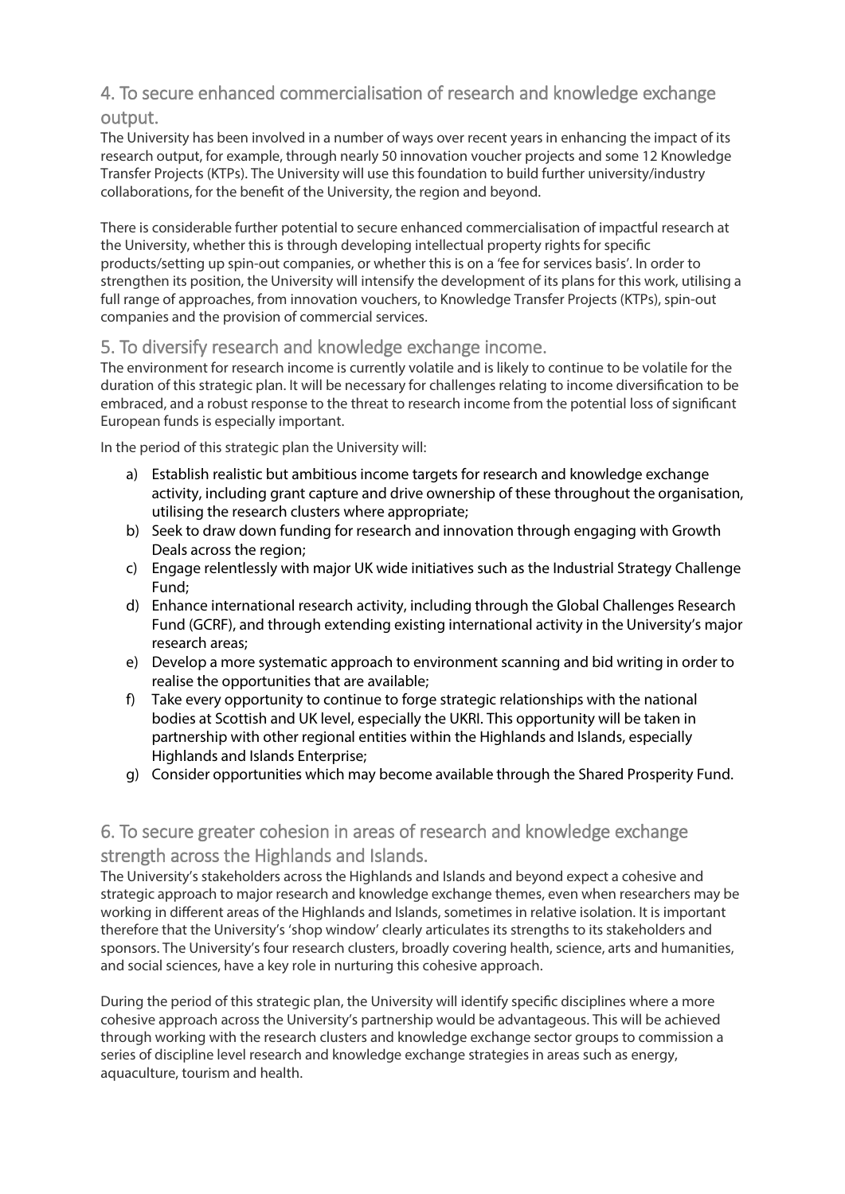## 4. To secure enhanced commercialisation of research and knowledge exchange output.

The University has been involved in a number of ways over recent years in enhancing the impact of its research output, for example, through nearly 50 innovation voucher projects and some 12 Knowledge Transfer Projects (KTPs). The University will use this foundation to build further university/industry collaborations, for the benefit of the University, the region and beyond.

There is considerable further potential to secure enhanced commercialisation of impactful research at the University, whether this is through developing intellectual property rights for specific products/setting up spin-out companies, or whether this is on a 'fee for services basis'. In order to strengthen its position, the University will intensify the development of its plans for this work, utilising a full range of approaches, from innovation vouchers, to Knowledge Transfer Projects (KTPs), spin-out companies and the provision of commercial services.

## 5. To diversify research and knowledge exchange income.

The environment for research income is currently volatile and is likely to continue to be volatile for the duration of this strategic plan. It will be necessary for challenges relating to income diversification to be embraced, and a robust response to the threat to research income from the potential loss of significant European funds is especially important.

In the period of this strategic plan the University will:

a) Establish realistic but ambitious income targets for research and knowledge exchange activity, including grant capture and drive ownership of these throughout the organisation, utilising the research clusters where appropriate;
b) Seek to draw down funding for research and innovation through engaging with Growth Deals across the region;
c) Engage relentlessly with major UK wide initiatives such as the Industrial Strategy Challenge Fund;
d) Enhance international research activity, including through the Global Challenges Research Fund (GCRF), and through extending existing international activity in the University's major research areas;
e) Develop a more systematic approach to environment scanning and bid writing in order to realise the opportunities that are available;
f) Take every opportunity to continue to forge strategic relationships with the national bodies at Scottish and UK level, especially the UKRI. This opportunity will be taken in partnership with other regional entities within the Highlands and Islands, especially Highlands and Islands Enterprise;
g) Consider opportunities which may become available through the Shared Prosperity Fund.

## 6. To secure greater cohesion in areas of research and knowledge exchange strength across the Highlands and Islands.

The University's stakeholders across the Highlands and Islands and beyond expect a cohesive and strategic approach to major research and knowledge exchange themes, even when researchers may be working in different areas of the Highlands and Islands, sometimes in relative isolation. It is important therefore that the University's 'shop window' clearly articulates its strengths to its stakeholders and sponsors. The University's four research clusters, broadly covering health, science, arts and humanities, and social sciences, have a key role in nurturing this cohesive approach.

During the period of this strategic plan, the University will identify specific disciplines where a more cohesive approach across the University's partnership would be advantageous. This will be achieved through working with the research clusters and knowledge exchange sector groups to commission a series of discipline level research and knowledge exchange strategies in areas such as energy, aquaculture, tourism and health.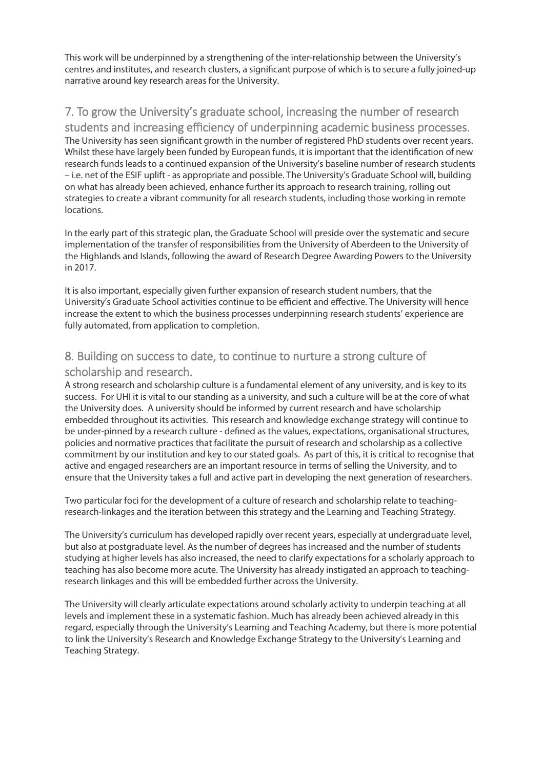This work will be underpinned by a strengthening of the inter-relationship between the University's centres and institutes, and research clusters, a significant purpose of which is to secure a fully joined-up narrative around key research areas for the University.

## 7. To grow the University's graduate school, increasing the number of research students and increasing efficiency of underpinning academic business processes.

The University has seen significant growth in the number of registered PhD students over recent years. Whilst these have largely been funded by European funds, it is important that the identification of new research funds leads to a continued expansion of the University's baseline number of research students – i.e. net of the ESIF uplift - as appropriate and possible. The University's Graduate School will, building on what has already been achieved, enhance further its approach to research training, rolling out strategies to create a vibrant community for all research students, including those working in remote locations.

In the early part of this strategic plan, the Graduate School will preside over the systematic and secure implementation of the transfer of responsibilities from the University of Aberdeen to the University of the Highlands and Islands, following the award of Research Degree Awarding Powers to the University in 2017.

It is also important, especially given further expansion of research student numbers, that the University's Graduate School activities continue to be efficient and effective. The University will hence increase the extent to which the business processes underpinning research students' experience are fully automated, from application to completion.

## 8. Building on success to date, to continue to nurture a strong culture of scholarship and research.

A strong research and scholarship culture is a fundamental element of any university, and is key to its success. For UHI it is vital to our standing as a university, and such a culture will be at the core of what the University does. A university should be informed by current research and have scholarship embedded throughout its activities. This research and knowledge exchange strategy will continue to be under-pinned by a research culture - defined as the values, expectations, organisational structures, policies and normative practices that facilitate the pursuit of research and scholarship as a collective commitment by our institution and key to our stated goals. As part of this, it is critical to recognise that active and engaged researchers are an important resource in terms of selling the University, and to ensure that the University takes a full and active part in developing the next generation of researchers.

Two particular foci for the development of a culture of research and scholarship relate to teaching-research-linkages and the iteration between this strategy and the Learning and Teaching Strategy.

The University's curriculum has developed rapidly over recent years, especially at undergraduate level, but also at postgraduate level. As the number of degrees has increased and the number of students studying at higher levels has also increased, the need to clarify expectations for a scholarly approach to teaching has also become more acute. The University has already instigated an approach to teaching-research linkages and this will be embedded further across the University.

The University will clearly articulate expectations around scholarly activity to underpin teaching at all levels and implement these in a systematic fashion. Much has already been achieved already in this regard, especially through the University's Learning and Teaching Academy, but there is more potential to link the University's Research and Knowledge Exchange Strategy to the University's Learning and Teaching Strategy.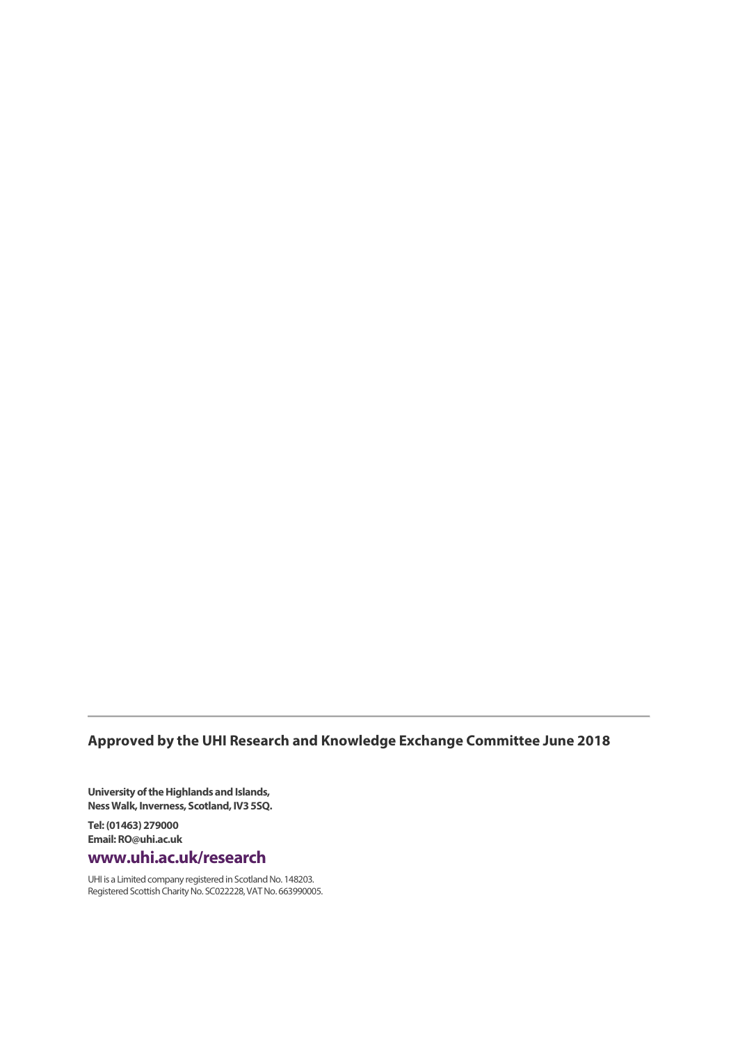---

**Approved by the UHI Research and Knowledge Exchange Committee June 2018**

**University of the Highlands and Islands,**
**Ness Walk, Inverness, Scotland, IV3 5SQ.**

**Tel: (01463) 279000**
**Email: RO@uhi.ac.uk**

**www.uhi.ac.uk/research**

UHI is a Limited company registered in Scotland No. 148203.
Registered Scottish Charity No. SC022228, VAT No. 663990005.